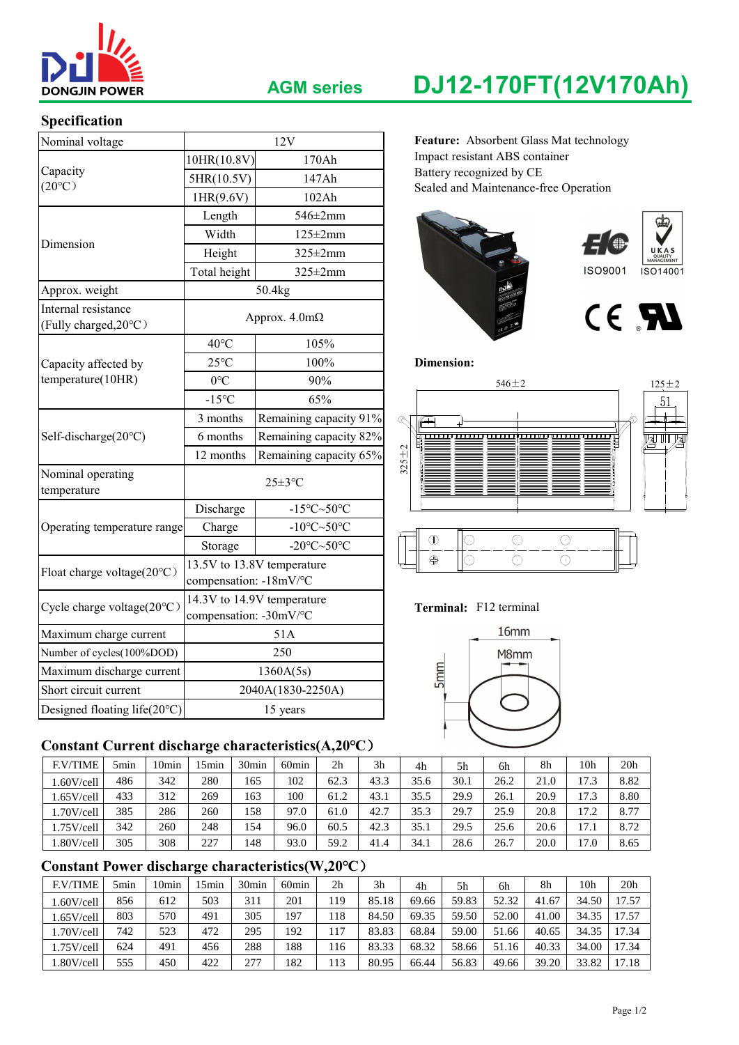DONGJIN POWER

**AGM series** 

# DJ12-170FT(12V170Ah)

## Specification

| Nominal voltage | 12V | |
|---|---|---|
| Capacity (20℃) | 10HR(10.8V) | 170Ah |
| | 5HR(10.5V) | 147Ah |
| | 1HR(9.6V) | 102Ah |
| Dimension | Length | 546±2mm |
| | Width | 125±2mm |
| | Height | 325±2mm |
| | Total height | 325±2mm |
| Approx. weight | 50.4kg | |
| Internal resistance (Fully charged,20℃) | Approx. 4.0mΩ | |
| Capacity affected by temperature(10HR) | 40℃ | 105% |
| | 25℃ | 100% |
| | 0℃ | 90% |
| | -15℃ | 65% |
| Self-discharge(20℃) | 3 months | Remaining capacity 91% |
| | 6 months | Remaining capacity 82% |
| | 12 months | Remaining capacity 65% |
| Nominal operating temperature | 25±3℃ | |
| Operating temperature range | Discharge | -15℃~50℃ |
| | Charge | -10℃~50℃ |
| | Storage | -20℃~50℃ |
| Float charge voltage(20℃) | 13.5V to 13.8V temperature compensation: -18mV/℃ | |
| Cycle charge voltage(20℃) | 14.3V to 14.9V temperature compensation: -30mV/℃ | |
| Maximum charge current | 51A | |
| Number of cycles(100%DOD) | 250 | |
| Maximum discharge current | 1360A(5s) | |
| Short circuit current | 2040A(1830-2250A) | |
| Designed floating life(20℃) | 15 years | |

**Feature:** Absorbent Glass Mat technology
Impact resistant ABS container
Battery recognized by CE
Sealed and Maintenance-free Operation

ISO9001 ISO14001

**Dimension:**

546±2 125±2 51 325±2

**Terminal:** F12 terminal

16mm M8mm 5mm

## Constant Current discharge characteristics(A,20℃)

| F.V/TIME | 5min | 10min | 15min | 30min | 60min | 2h | 3h | 4h | 5h | 6h | 8h | 10h | 20h |
|---|---|---|---|---|---|---|---|---|---|---|---|---|---|
| 1.60V/cell | 486 | 342 | 280 | 165 | 102 | 62.3 | 43.3 | 35.6 | 30.1 | 26.2 | 21.0 | 17.3 | 8.82 |
| 1.65V/cell | 433 | 312 | 269 | 163 | 100 | 61.2 | 43.1 | 35.5 | 29.9 | 26.1 | 20.9 | 17.3 | 8.80 |
| 1.70V/cell | 385 | 286 | 260 | 158 | 97.0 | 61.0 | 42.7 | 35.3 | 29.7 | 25.9 | 20.8 | 17.2 | 8.77 |
| 1.75V/cell | 342 | 260 | 248 | 154 | 96.0 | 60.5 | 42.3 | 35.1 | 29.5 | 25.6 | 20.6 | 17.1 | 8.72 |
| 1.80V/cell | 305 | 308 | 227 | 148 | 93.0 | 59.2 | 41.4 | 34.1 | 28.6 | 26.7 | 20.0 | 17.0 | 8.65 |

## Constant Power discharge characteristics(W,20℃)

| F.V/TIME | 5min | 10min | 15min | 30min | 60min | 2h | 3h | 4h | 5h | 6h | 8h | 10h | 20h |
|---|---|---|---|---|---|---|---|---|---|---|---|---|---|
| 1.60V/cell | 856 | 612 | 503 | 311 | 201 | 119 | 85.18 | 69.66 | 59.83 | 52.32 | 41.67 | 34.50 | 17.57 |
| 1.65V/cell | 803 | 570 | 491 | 305 | 197 | 118 | 84.50 | 69.35 | 59.50 | 52.00 | 41.00 | 34.35 | 17.57 |
| 1.70V/cell | 742 | 523 | 472 | 295 | 192 | 117 | 83.83 | 68.84 | 59.00 | 51.66 | 40.65 | 34.35 | 17.34 |
| 1.75V/cell | 624 | 491 | 456 | 288 | 188 | 116 | 83.33 | 68.32 | 58.66 | 51.16 | 40.33 | 34.00 | 17.34 |
| 1.80V/cell | 555 | 450 | 422 | 277 | 182 | 113 | 80.95 | 66.44 | 56.83 | 49.66 | 39.20 | 33.82 | 17.18 |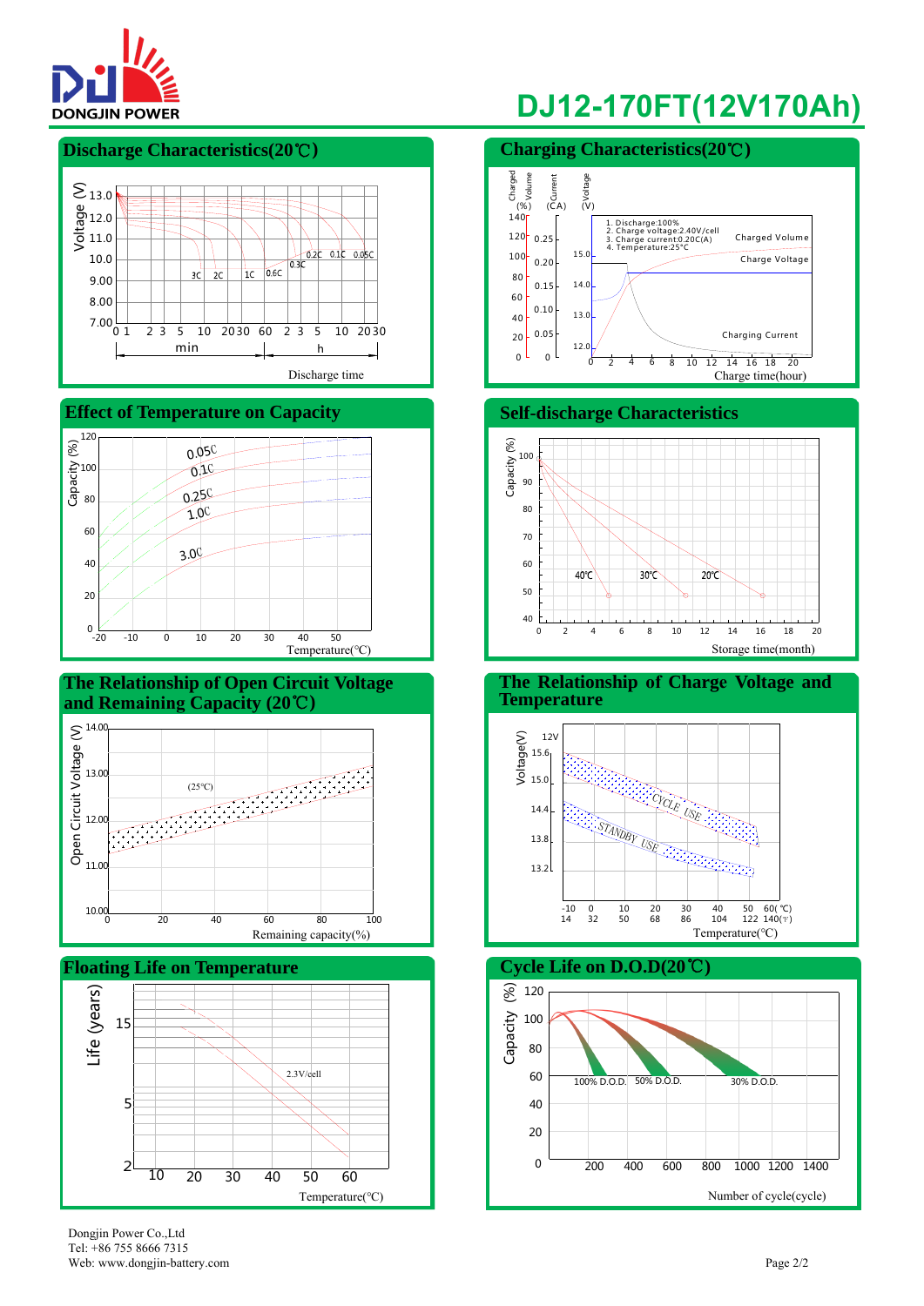# DJ12-170FT(12V170Ah)

## Discharge Characteristics(20℃)

Voltage (V)
13.0
12.0
11.0
10.0
9.00
8.00
7.00
0 1 2 3 5 10 20 30 60 2 3 5 10 20 30
min h
3C 2C 1C 0.6C 0.3C 0.2C 0.1C 0.05C
Discharge time

## Charging Characteristics(20℃)

Charged Volume (%) Current (CA) Voltage (V)
140 120 100 80 60 40 20 0
0.25 0.20 0.15 0.10 0.05 0
15.0 14.0 13.0 12.0
1. Discharge:100%
2. Charge voltage:2.40V/cell
3. Charge current:0.20C(A)
4. Temperature:25°C
Charged Volume
Charge Voltage
Charging Current
0 2 4 6 8 10 12 14 16 18 20
Charge time(hour)

## Effect of Temperature on Capacity

Capacity (%)
120 100 80 60 40 20 0
0.05C
0.1C
0.25C
1.0C
3.0C
-20 -10 0 10 20 30 40 50
Temperature(℃)

## Self-discharge Characteristics

Capacity (%)
100 90 80 70 60 50 40
40℃ 30℃ 20℃
0 2 4 6 8 10 12 14 16 18 20
Storage time(month)

## The Relationship of Open Circuit Voltage and Remaining Capacity (20℃)

Open Circuit Voltage (V)
14.00 13.00 12.00 11.00 10.00
(25℃)
0 20 40 60 80 100
Remaining capacity(%)

## The Relationship of Charge Voltage and Temperature

Voltage(V)
12V
15.6 15.0 14.4 13.8 13.2
CYCLE USE
STANDBY USE
-10 0 10 20 30 40 50 60(℃)
14 32 50 68 86 104 122 140(℉)
Temperature(℃)

## Floating Life on Temperature

Life (years)
15 5 2
2.3V/cell
10 20 30 40 50 60
Temperature(℃)

## Cycle Life on D.O.D(20℃)

Capacity (%)
120 100 80 60 40 20 0
100% D.O.D. 50% D.O.D. 30% D.O.D.
200 400 600 800 1000 1200 1400
Number of cycle(cycle)

Dongjin Power Co.,Ltd
Tel: +86 755 8666 7315
Web: www.dongjin-battery.com